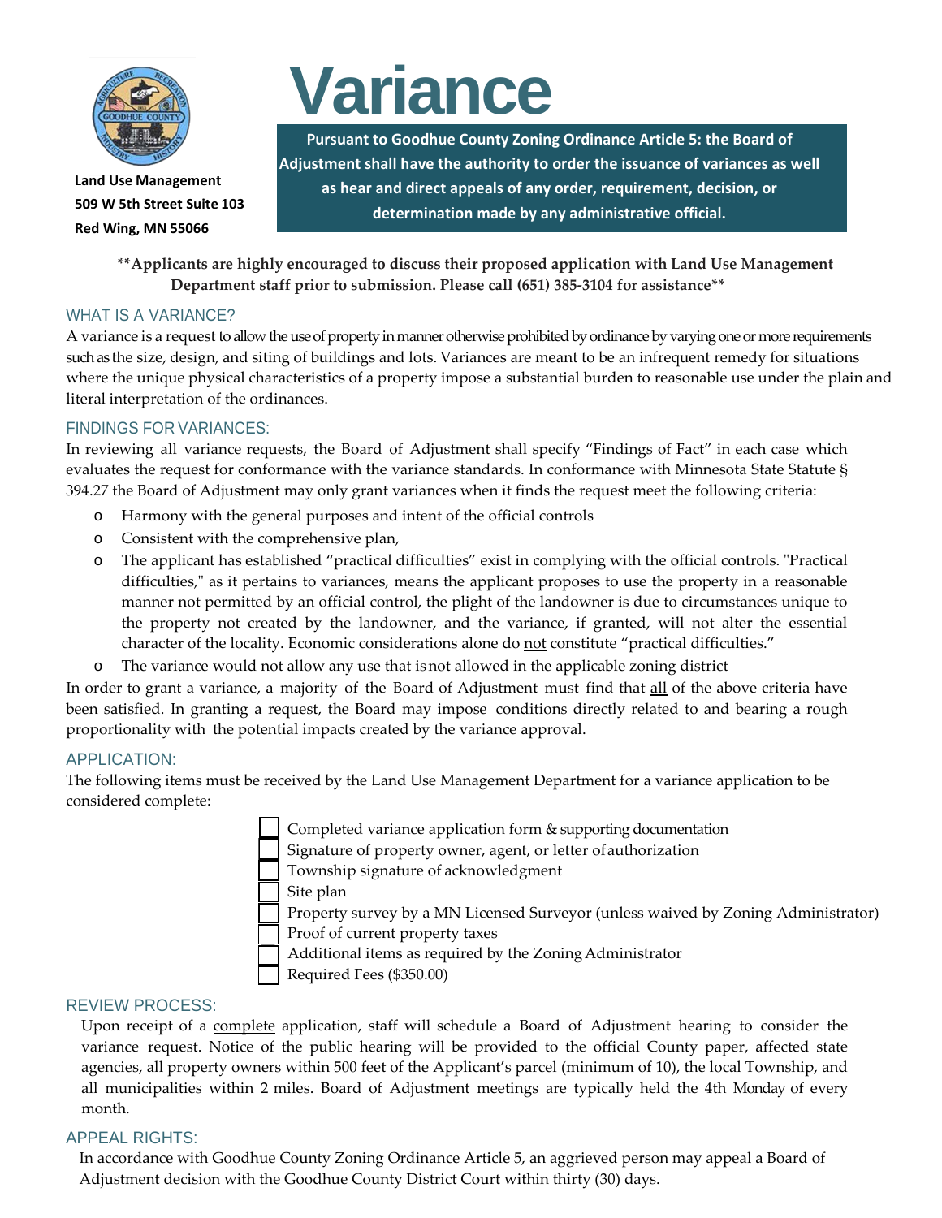Land Use Management
509 W 5th Street Suite 103
Red Wing, MN 55066

# Variance

**Pursuant to Goodhue County Zoning Ordinance Article 5: the Board of Adjustment shall have the authority to order the issuance of variances as well as hear and direct appeals of any order, requirement, decision, or determination made by any administrative official.**

**\*\*Applicants are highly encouraged to discuss their proposed application with Land Use Management Department staff prior to submission. Please call (651) 385-3104 for assistance\*\***

## WHAT IS A VARIANCE?

A variance is a request to allow the use of property in manner otherwise prohibited by ordinance by varying one or more requirements such as the size, design, and siting of buildings and lots. Variances are meant to be an infrequent remedy for situations where the unique physical characteristics of a property impose a substantial burden to reasonable use under the plain and literal interpretation of the ordinances.

## FINDINGS FOR VARIANCES:

In reviewing all variance requests, the Board of Adjustment shall specify "Findings of Fact" in each case which evaluates the request for conformance with the variance standards. In conformance with Minnesota State Statute § 394.27 the Board of Adjustment may only grant variances when it finds the request meet the following criteria:

- Harmony with the general purposes and intent of the official controls
- Consistent with the comprehensive plan,
- The applicant has established "practical difficulties" exist in complying with the official controls. "Practical difficulties," as it pertains to variances, means the applicant proposes to use the property in a reasonable manner not permitted by an official control, the plight of the landowner is due to circumstances unique to the property not created by the landowner, and the variance, if granted, will not alter the essential character of the locality. Economic considerations alone do <u>not</u> constitute "practical difficulties."
- The variance would not allow any use that is not allowed in the applicable zoning district

In order to grant a variance, a majority of the Board of Adjustment must find that <u>all</u> of the above criteria have been satisfied. In granting a request, the Board may impose conditions directly related to and bearing a rough proportionality with the potential impacts created by the variance approval.

## APPLICATION:

The following items must be received by the Land Use Management Department for a variance application to be considered complete:

- [ ] Completed variance application form & supporting documentation
- [ ] Signature of property owner, agent, or letter of authorization
- [ ] Township signature of acknowledgment
- [ ] Site plan
- [ ] Property survey by a MN Licensed Surveyor (unless waived by Zoning Administrator)
- [ ] Proof of current property taxes
- [ ] Additional items as required by the Zoning Administrator
- [ ] Required Fees ($350.00)

## REVIEW PROCESS:

Upon receipt of a <u>complete</u> application, staff will schedule a Board of Adjustment hearing to consider the variance request. Notice of the public hearing will be provided to the official County paper, affected state agencies, all property owners within 500 feet of the Applicant's parcel (minimum of 10), the local Township, and all municipalities within 2 miles. Board of Adjustment meetings are typically held the 4th Monday of every month.

## APPEAL RIGHTS:

In accordance with Goodhue County Zoning Ordinance Article 5, an aggrieved person may appeal a Board of Adjustment decision with the Goodhue County District Court within thirty (30) days.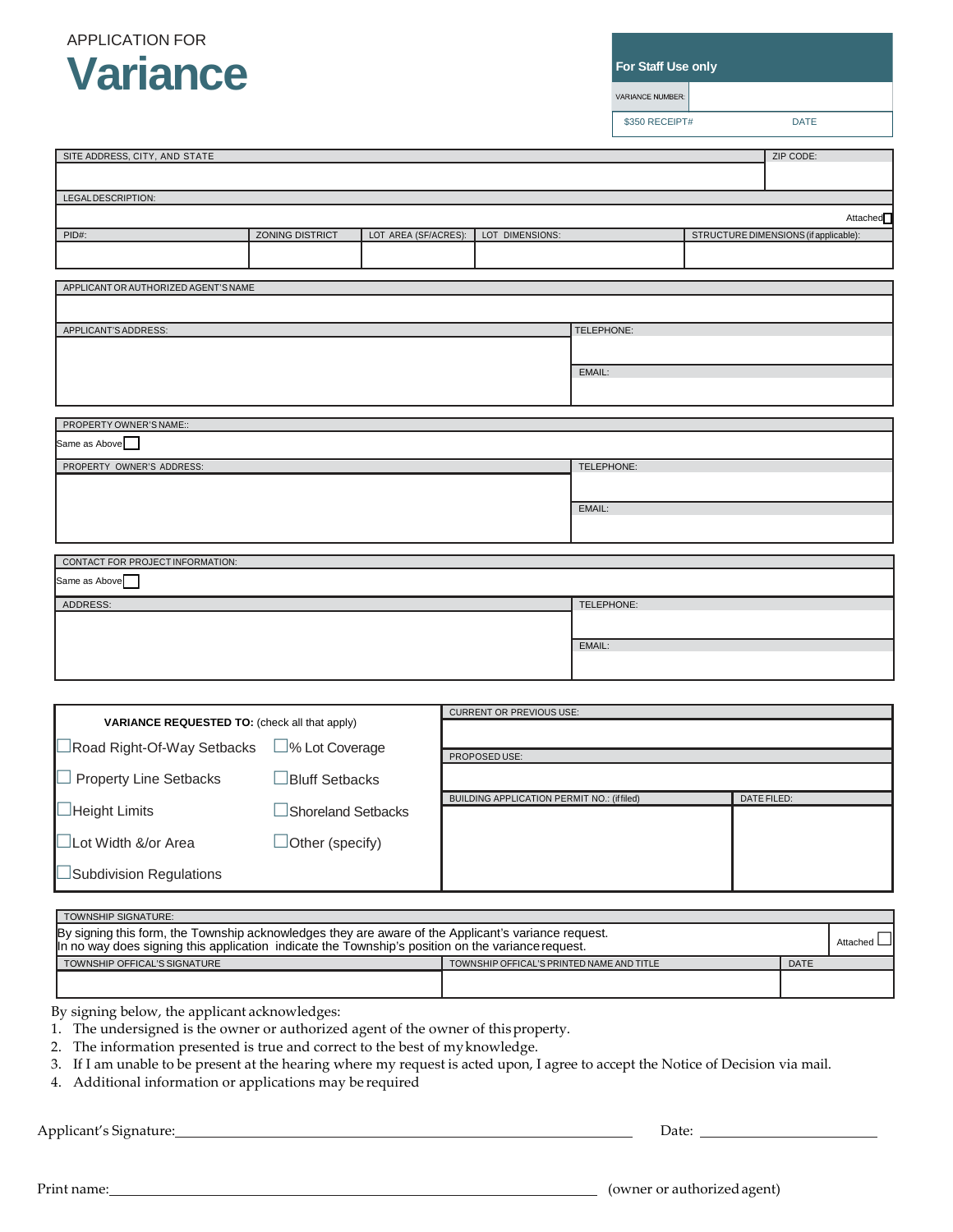APPLICATION FOR

# Variance

| For Staff Use only | |
|---|---|
| VARIANCE NUMBER: | |
| $350 RECEIPT# | DATE |

| SITE ADDRESS, CITY, AND STATE | | | | ZIP CODE: |
|---|---|---|---|---|
| | | | | |
| LEGAL DESCRIPTION: | | | | |
| | | | | Attached ☐ |
| PID#: | ZONING DISTRICT | LOT AREA (SF/ACRES): | LOT DIMENSIONS: | STRUCTURE DIMENSIONS (if applicable): |
| | | | | |

| APPLICANT OR AUTHORIZED AGENT'S NAME | |
|---|---|
| | |
| APPLICANT'S ADDRESS: | TELEPHONE: |
| | |
| | EMAIL: |
| | |

| PROPERTY OWNER'S NAME:: | |
|---|---|
| Same as Above ☐ | |
| PROPERTY OWNER'S ADDRESS: | TELEPHONE: |
| | |
| | EMAIL: |
| | |

| CONTACT FOR PROJECT INFORMATION: | |
|---|---|
| Same as Above ☐ | |
| ADDRESS: | TELEPHONE: |
| | |
| | EMAIL: |
| | |

**VARIANCE REQUESTED TO:** (check all that apply)

- ☐ Road Right-Of-Way Setbacks
- ☐ % Lot Coverage
- ☐ Property Line Setbacks
- ☐ Bluff Setbacks
- ☐ Height Limits
- ☐ Shoreland Setbacks
- ☐ Lot Width &/or Area
- ☐ Other (specify)
- ☐ Subdivision Regulations

| CURRENT OR PREVIOUS USE: | |
|---|---|
| | |
| PROPOSED USE: | |
| | |
| BUILDING APPLICATION PERMIT NO.: (if filed) | DATE FILED: |
| | |

| TOWNSHIP SIGNATURE: | | |
|---|---|---|
| By signing this form, the Township acknowledges they are aware of the Applicant's variance request. In no way does signing this application indicate the Township's position on the variance request. | | Attached ☐ |
| TOWNSHIP OFFICAL'S SIGNATURE | TOWNSHIP OFFICAL'S PRINTED NAME AND TITLE | DATE |
| | | |

By signing below, the applicant acknowledges:

1. The undersigned is the owner or authorized agent of the owner of this property.
2. The information presented is true and correct to the best of my knowledge.
3. If I am unable to be present at the hearing where my request is acted upon, I agree to accept the Notice of Decision via mail.
4. Additional information or applications may be required

Applicant's Signature:______________________________ Date: ______________

Print name:______________________________ (owner or authorized agent)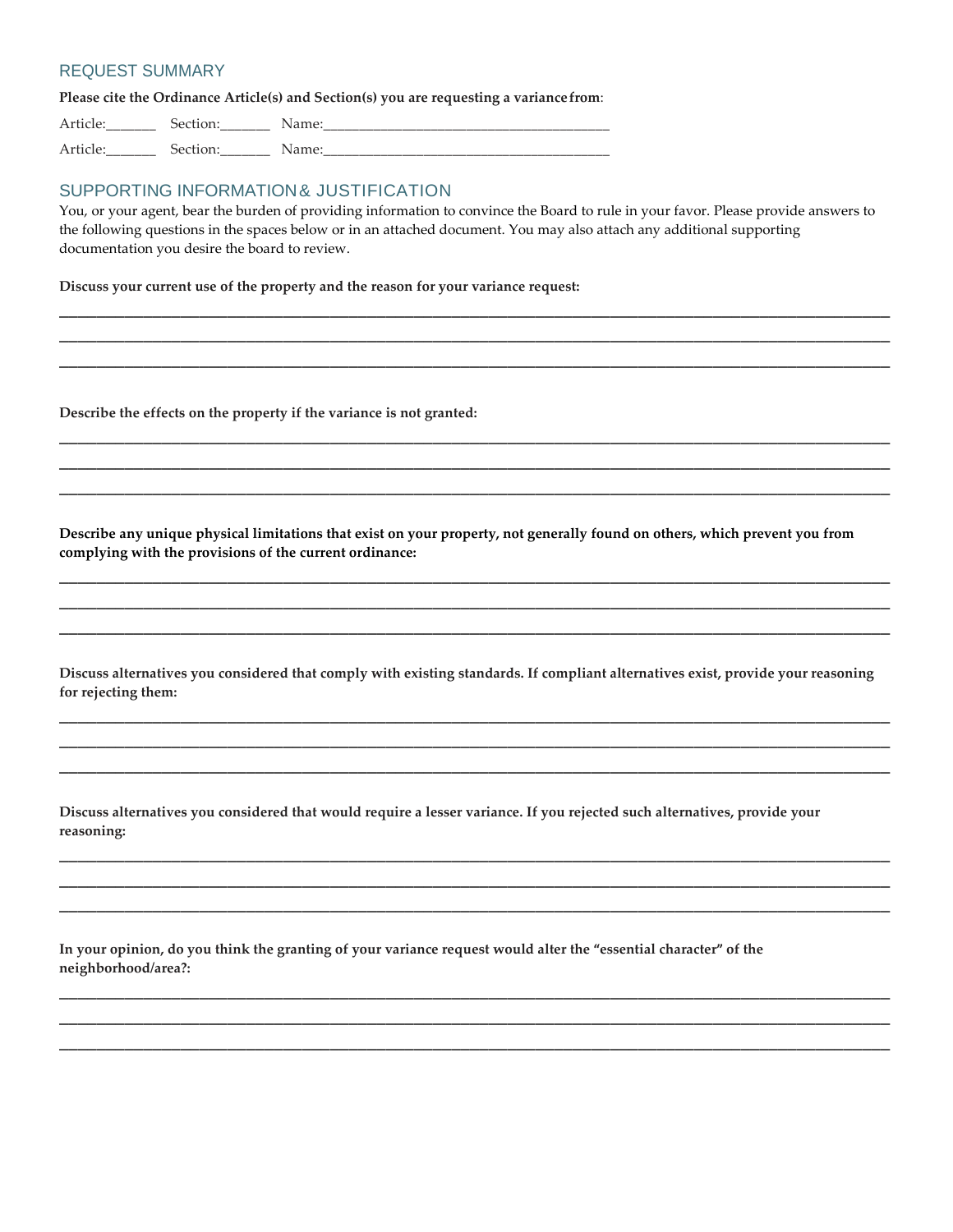## REQUEST SUMMARY

**Please cite the Ordinance Article(s) and Section(s) you are requesting a variance from**:

Article:\_\_\_\_\_\_ Section:\_\_\_\_\_\_ Name:\_\_\_\_\_\_\_\_\_\_\_\_\_\_\_\_\_\_\_\_\_\_\_\_\_\_\_\_\_\_\_\_\_\_\_\_\_\_\_

Article:\_\_\_\_\_\_ Section:\_\_\_\_\_\_ Name:\_\_\_\_\_\_\_\_\_\_\_\_\_\_\_\_\_\_\_\_\_\_\_\_\_\_\_\_\_\_\_\_\_\_\_\_\_\_\_

## SUPPORTING INFORMATION & JUSTIFICATION

You, or your agent, bear the burden of providing information to convince the Board to rule in your favor. Please provide answers to the following questions in the spaces below or in an attached document. You may also attach any additional supporting documentation you desire the board to review.

**Discuss your current use of the property and the reason for your variance request:**

\_\_\_\_\_\_\_\_\_\_\_\_\_\_\_\_\_\_\_\_\_\_\_\_\_\_\_\_\_\_\_\_\_\_\_\_\_\_\_\_\_\_\_\_\_\_\_\_\_\_\_\_\_\_\_\_\_\_\_\_\_\_\_\_\_\_\_\_\_\_\_\_\_\_\_\_\_\_\_\_\_\_\_\_\_\_\_\_\_\_\_\_

\_\_\_\_\_\_\_\_\_\_\_\_\_\_\_\_\_\_\_\_\_\_\_\_\_\_\_\_\_\_\_\_\_\_\_\_\_\_\_\_\_\_\_\_\_\_\_\_\_\_\_\_\_\_\_\_\_\_\_\_\_\_\_\_\_\_\_\_\_\_\_\_\_\_\_\_\_\_\_\_\_\_\_\_\_\_\_\_\_\_\_\_

\_\_\_\_\_\_\_\_\_\_\_\_\_\_\_\_\_\_\_\_\_\_\_\_\_\_\_\_\_\_\_\_\_\_\_\_\_\_\_\_\_\_\_\_\_\_\_\_\_\_\_\_\_\_\_\_\_\_\_\_\_\_\_\_\_\_\_\_\_\_\_\_\_\_\_\_\_\_\_\_\_\_\_\_\_\_\_\_\_\_\_\_

**Describe the effects on the property if the variance is not granted:**

\_\_\_\_\_\_\_\_\_\_\_\_\_\_\_\_\_\_\_\_\_\_\_\_\_\_\_\_\_\_\_\_\_\_\_\_\_\_\_\_\_\_\_\_\_\_\_\_\_\_\_\_\_\_\_\_\_\_\_\_\_\_\_\_\_\_\_\_\_\_\_\_\_\_\_\_\_\_\_\_\_\_\_\_\_\_\_\_\_\_\_\_

\_\_\_\_\_\_\_\_\_\_\_\_\_\_\_\_\_\_\_\_\_\_\_\_\_\_\_\_\_\_\_\_\_\_\_\_\_\_\_\_\_\_\_\_\_\_\_\_\_\_\_\_\_\_\_\_\_\_\_\_\_\_\_\_\_\_\_\_\_\_\_\_\_\_\_\_\_\_\_\_\_\_\_\_\_\_\_\_\_\_\_\_

\_\_\_\_\_\_\_\_\_\_\_\_\_\_\_\_\_\_\_\_\_\_\_\_\_\_\_\_\_\_\_\_\_\_\_\_\_\_\_\_\_\_\_\_\_\_\_\_\_\_\_\_\_\_\_\_\_\_\_\_\_\_\_\_\_\_\_\_\_\_\_\_\_\_\_\_\_\_\_\_\_\_\_\_\_\_\_\_\_\_\_\_

**Describe any unique physical limitations that exist on your property, not generally found on others, which prevent you from complying with the provisions of the current ordinance:**

\_\_\_\_\_\_\_\_\_\_\_\_\_\_\_\_\_\_\_\_\_\_\_\_\_\_\_\_\_\_\_\_\_\_\_\_\_\_\_\_\_\_\_\_\_\_\_\_\_\_\_\_\_\_\_\_\_\_\_\_\_\_\_\_\_\_\_\_\_\_\_\_\_\_\_\_\_\_\_\_\_\_\_\_\_\_\_\_\_\_\_\_

\_\_\_\_\_\_\_\_\_\_\_\_\_\_\_\_\_\_\_\_\_\_\_\_\_\_\_\_\_\_\_\_\_\_\_\_\_\_\_\_\_\_\_\_\_\_\_\_\_\_\_\_\_\_\_\_\_\_\_\_\_\_\_\_\_\_\_\_\_\_\_\_\_\_\_\_\_\_\_\_\_\_\_\_\_\_\_\_\_\_\_\_

\_\_\_\_\_\_\_\_\_\_\_\_\_\_\_\_\_\_\_\_\_\_\_\_\_\_\_\_\_\_\_\_\_\_\_\_\_\_\_\_\_\_\_\_\_\_\_\_\_\_\_\_\_\_\_\_\_\_\_\_\_\_\_\_\_\_\_\_\_\_\_\_\_\_\_\_\_\_\_\_\_\_\_\_\_\_\_\_\_\_\_\_

**Discuss alternatives you considered that comply with existing standards. If compliant alternatives exist, provide your reasoning for rejecting them:**

\_\_\_\_\_\_\_\_\_\_\_\_\_\_\_\_\_\_\_\_\_\_\_\_\_\_\_\_\_\_\_\_\_\_\_\_\_\_\_\_\_\_\_\_\_\_\_\_\_\_\_\_\_\_\_\_\_\_\_\_\_\_\_\_\_\_\_\_\_\_\_\_\_\_\_\_\_\_\_\_\_\_\_\_\_\_\_\_\_\_\_\_

\_\_\_\_\_\_\_\_\_\_\_\_\_\_\_\_\_\_\_\_\_\_\_\_\_\_\_\_\_\_\_\_\_\_\_\_\_\_\_\_\_\_\_\_\_\_\_\_\_\_\_\_\_\_\_\_\_\_\_\_\_\_\_\_\_\_\_\_\_\_\_\_\_\_\_\_\_\_\_\_\_\_\_\_\_\_\_\_\_\_\_\_

\_\_\_\_\_\_\_\_\_\_\_\_\_\_\_\_\_\_\_\_\_\_\_\_\_\_\_\_\_\_\_\_\_\_\_\_\_\_\_\_\_\_\_\_\_\_\_\_\_\_\_\_\_\_\_\_\_\_\_\_\_\_\_\_\_\_\_\_\_\_\_\_\_\_\_\_\_\_\_\_\_\_\_\_\_\_\_\_\_\_\_\_

**Discuss alternatives you considered that would require a lesser variance. If you rejected such alternatives, provide your reasoning:**

\_\_\_\_\_\_\_\_\_\_\_\_\_\_\_\_\_\_\_\_\_\_\_\_\_\_\_\_\_\_\_\_\_\_\_\_\_\_\_\_\_\_\_\_\_\_\_\_\_\_\_\_\_\_\_\_\_\_\_\_\_\_\_\_\_\_\_\_\_\_\_\_\_\_\_\_\_\_\_\_\_\_\_\_\_\_\_\_\_\_\_\_

\_\_\_\_\_\_\_\_\_\_\_\_\_\_\_\_\_\_\_\_\_\_\_\_\_\_\_\_\_\_\_\_\_\_\_\_\_\_\_\_\_\_\_\_\_\_\_\_\_\_\_\_\_\_\_\_\_\_\_\_\_\_\_\_\_\_\_\_\_\_\_\_\_\_\_\_\_\_\_\_\_\_\_\_\_\_\_\_\_\_\_\_

\_\_\_\_\_\_\_\_\_\_\_\_\_\_\_\_\_\_\_\_\_\_\_\_\_\_\_\_\_\_\_\_\_\_\_\_\_\_\_\_\_\_\_\_\_\_\_\_\_\_\_\_\_\_\_\_\_\_\_\_\_\_\_\_\_\_\_\_\_\_\_\_\_\_\_\_\_\_\_\_\_\_\_\_\_\_\_\_\_\_\_\_

**In your opinion, do you think the granting of your variance request would alter the "essential character" of the neighborhood/area?:**

\_\_\_\_\_\_\_\_\_\_\_\_\_\_\_\_\_\_\_\_\_\_\_\_\_\_\_\_\_\_\_\_\_\_\_\_\_\_\_\_\_\_\_\_\_\_\_\_\_\_\_\_\_\_\_\_\_\_\_\_\_\_\_\_\_\_\_\_\_\_\_\_\_\_\_\_\_\_\_\_\_\_\_\_\_\_\_\_\_\_\_\_

\_\_\_\_\_\_\_\_\_\_\_\_\_\_\_\_\_\_\_\_\_\_\_\_\_\_\_\_\_\_\_\_\_\_\_\_\_\_\_\_\_\_\_\_\_\_\_\_\_\_\_\_\_\_\_\_\_\_\_\_\_\_\_\_\_\_\_\_\_\_\_\_\_\_\_\_\_\_\_\_\_\_\_\_\_\_\_\_\_\_\_\_

\_\_\_\_\_\_\_\_\_\_\_\_\_\_\_\_\_\_\_\_\_\_\_\_\_\_\_\_\_\_\_\_\_\_\_\_\_\_\_\_\_\_\_\_\_\_\_\_\_\_\_\_\_\_\_\_\_\_\_\_\_\_\_\_\_\_\_\_\_\_\_\_\_\_\_\_\_\_\_\_\_\_\_\_\_\_\_\_\_\_\_\_